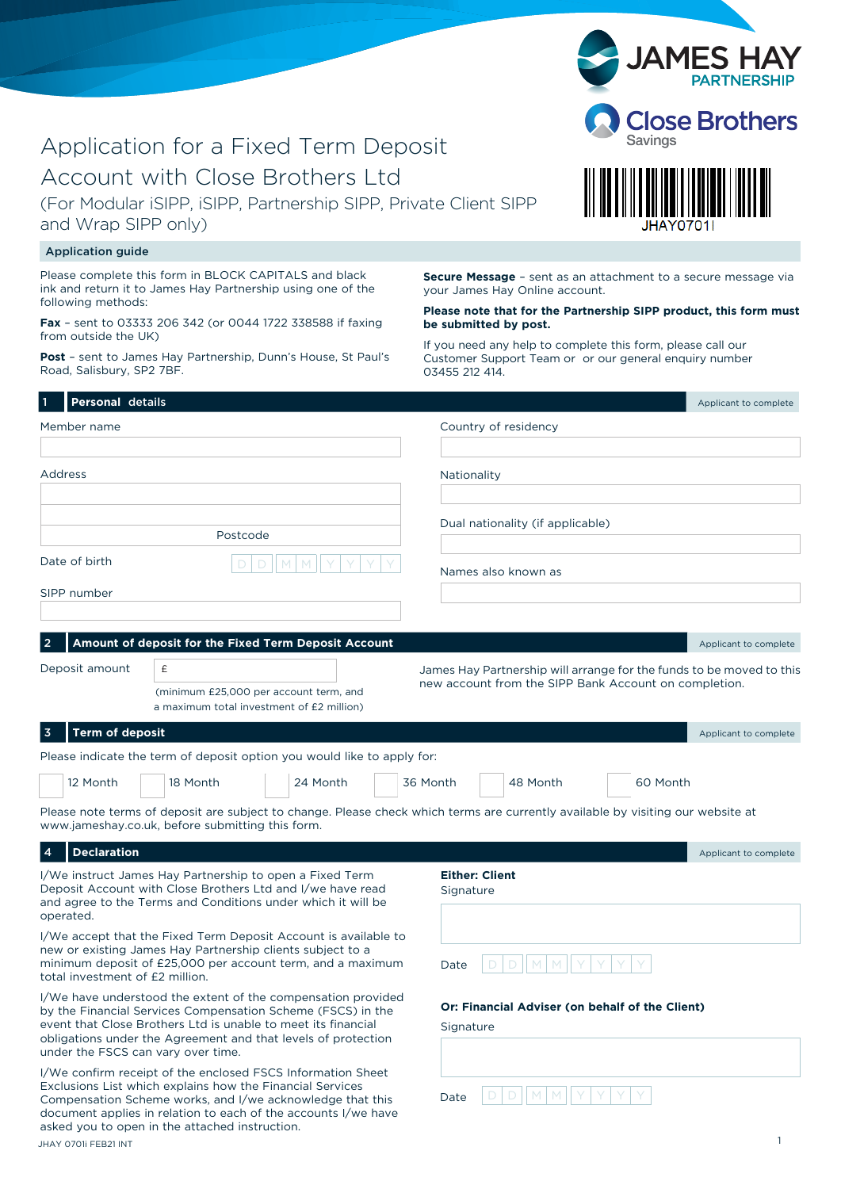JAMES HAY PARTNERSHIP

Close Brothers Savings

JHAY0701I

# Application for a Fixed Term Deposit Account with Close Brothers Ltd

(For Modular iSIPP, iSIPP, Partnership SIPP, Private Client SIPP and Wrap SIPP only)

## Application guide

Please complete this form in BLOCK CAPITALS and black ink and return it to James Hay Partnership using one of the following methods:

**Fax** – sent to 03333 206 342 (or 0044 1722 338588 if faxing from outside the UK)

**Post** – sent to James Hay Partnership, Dunn's House, St Paul's Road, Salisbury, SP2 7BF.

**Secure Message** – sent as an attachment to a secure message via your James Hay Online account.

**Please note that for the Partnership SIPP product, this form must be submitted by post.**

If you need any help to complete this form, please call our Customer Support Team or  or our general enquiry number 03455 212 414.

## 1 Personal details

*Applicant to complete*

Member name

Address

Postcode

Date of birth D D M M Y Y Y Y

SIPP number

Country of residency

Nationality

Dual nationality (if applicable)

Names also known as

## 2 Amount of deposit for the Fixed Term Deposit Account

*Applicant to complete*

Deposit amount £

(minimum £25,000 per account term, and a maximum total investment of £2 million)

James Hay Partnership will arrange for the funds to be moved to this new account from the SIPP Bank Account on completion.

## 3 Term of deposit

*Applicant to complete*

Please indicate the term of deposit option you would like to apply for:

☐ 12 Month ☐ 18 Month ☐ 24 Month ☐ 36 Month ☐ 48 Month ☐ 60 Month

Please note terms of deposit are subject to change. Please check which terms are currently available by visiting our website at www.jameshay.co.uk, before submitting this form.

## 4 Declaration

*Applicant to complete*

I/We instruct James Hay Partnership to open a Fixed Term Deposit Account with Close Brothers Ltd and I/we have read and agree to the Terms and Conditions under which it will be operated.

I/We accept that the Fixed Term Deposit Account is available to new or existing James Hay Partnership clients subject to a minimum deposit of £25,000 per account term, and a maximum total investment of £2 million.

I/We have understood the extent of the compensation provided by the Financial Services Compensation Scheme (FSCS) in the event that Close Brothers Ltd is unable to meet its financial obligations under the Agreement and that levels of protection under the FSCS can vary over time.

I/We confirm receipt of the enclosed FSCS Information Sheet Exclusions List which explains how the Financial Services Compensation Scheme works, and I/we acknowledge that this document applies in relation to each of the accounts I/we have asked you to open in the attached instruction.

**Either: Client**

Signature

Date D D M M Y Y Y Y

**Or: Financial Adviser (on behalf of the Client)**

Signature

Date D D M M Y Y Y Y

JHAY 0701i FEB21 INT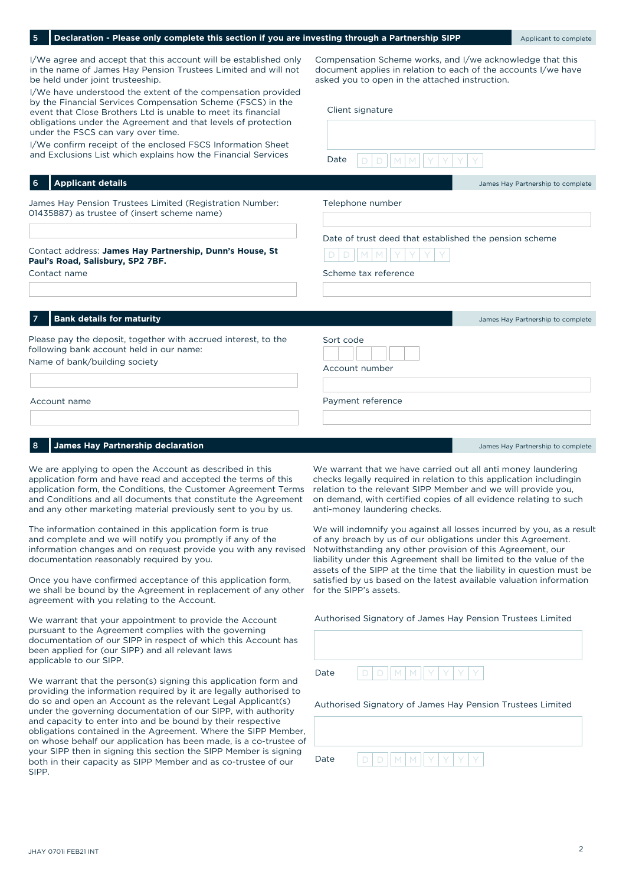## 5 Declaration - Please only complete this section if you are investing through a Partnership SIPP

Applicant to complete

I/We agree and accept that this account will be established only in the name of James Hay Pension Trustees Limited and will not be held under joint trusteeship.

I/We have understood the extent of the compensation provided by the Financial Services Compensation Scheme (FSCS) in the event that Close Brothers Ltd is unable to meet its financial obligations under the Agreement and that levels of protection under the FSCS can vary over time.

I/We confirm receipt of the enclosed FSCS Information Sheet and Exclusions List which explains how the Financial Services Compensation Scheme works, and I/we acknowledge that this document applies in relation to each of the accounts I/we have asked you to open in the attached instruction.

Client signature

Date D D M M Y Y Y Y

## 6 Applicant details

James Hay Partnership to complete

James Hay Pension Trustees Limited (Registration Number: 01435887) as trustee of (insert scheme name)

Contact address: **James Hay Partnership, Dunn's House, St Paul's Road, Salisbury, SP2 7BF.**

Contact name

Telephone number

Date of trust deed that established the pension scheme

D D M M Y Y Y Y

Scheme tax reference

## 7 Bank details for maturity

James Hay Partnership to complete

Please pay the deposit, together with accrued interest, to the following bank account held in our name:

Name of bank/building society

Account name

Sort code

Account number

Payment reference

## 8 James Hay Partnership declaration

James Hay Partnership to complete

We are applying to open the Account as described in this application form and have read and accepted the terms of this application form, the Conditions, the Customer Agreement Terms and Conditions and all documents that constitute the Agreement and any other marketing material previously sent to you by us.

The information contained in this application form is true and complete and we will notify you promptly if any of the information changes and on request provide you with any revised documentation reasonably required by you.

Once you have confirmed acceptance of this application form, we shall be bound by the Agreement in replacement of any other agreement with you relating to the Account.

We warrant that your appointment to provide the Account pursuant to the Agreement complies with the governing documentation of our SIPP in respect of which this Account has been applied for (our SIPP) and all relevant laws applicable to our SIPP.

We warrant that the person(s) signing this application form and providing the information required by it are legally authorised to do so and open an Account as the relevant Legal Applicant(s) under the governing documentation of our SIPP, with authority and capacity to enter into and be bound by their respective obligations contained in the Agreement. Where the SIPP Member, on whose behalf our application has been made, is a co-trustee of your SIPP then in signing this section the SIPP Member is signing both in their capacity as SIPP Member and as co-trustee of our SIPP.

We warrant that we have carried out all anti money laundering checks legally required in relation to this application includingin relation to the relevant SIPP Member and we will provide you, on demand, with certified copies of all evidence relating to such anti-money laundering checks.

We will indemnify you against all losses incurred by you, as a result of any breach by us of our obligations under this Agreement. Notwithstanding any other provision of this Agreement, our liability under this Agreement shall be limited to the value of the assets of the SIPP at the time that the liability in question must be satisfied by us based on the latest available valuation information for the SIPP's assets.

Authorised Signatory of James Hay Pension Trustees Limited

Date D D M M Y Y Y Y

Authorised Signatory of James Hay Pension Trustees Limited

Date D D M M Y Y Y Y

JHAY 0701i FEB21 INT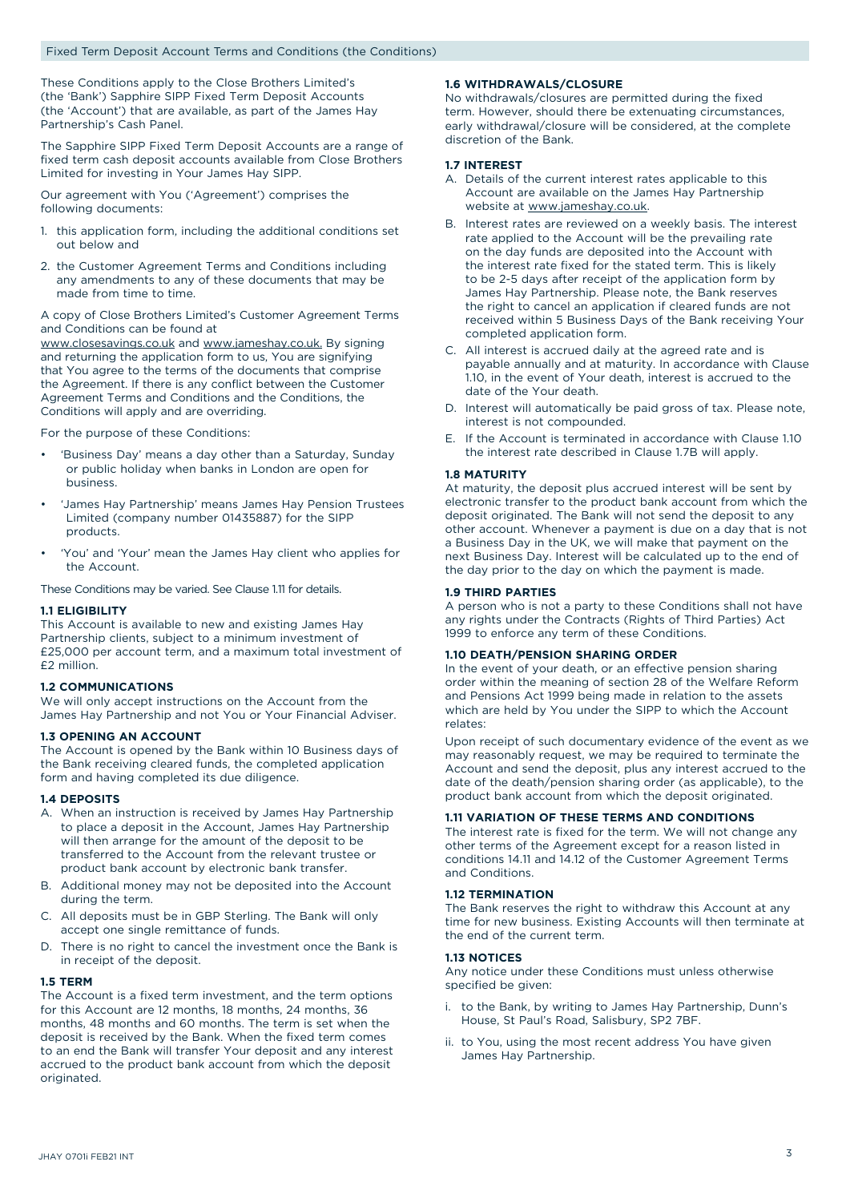## Fixed Term Deposit Account Terms and Conditions (the Conditions)

These Conditions apply to the Close Brothers Limited's (the 'Bank') Sapphire SIPP Fixed Term Deposit Accounts (the 'Account') that are available, as part of the James Hay Partnership's Cash Panel.

The Sapphire SIPP Fixed Term Deposit Accounts are a range of fixed term cash deposit accounts available from Close Brothers Limited for investing in Your James Hay SIPP.

Our agreement with You ('Agreement') comprises the following documents:

1. this application form, including the additional conditions set out below and
2. the Customer Agreement Terms and Conditions including any amendments to any of these documents that may be made from time to time.

A copy of Close Brothers Limited's Customer Agreement Terms and Conditions can be found at www.closesavings.co.uk and www.jameshay.co.uk. By signing and returning the application form to us, You are signifying that You agree to the terms of the documents that comprise the Agreement. If there is any conflict between the Customer Agreement Terms and Conditions and the Conditions, the Conditions will apply and are overriding.

For the purpose of these Conditions:

- 'Business Day' means a day other than a Saturday, Sunday or public holiday when banks in London are open for business.
- 'James Hay Partnership' means James Hay Pension Trustees Limited (company number 01435887) for the SIPP products.
- 'You' and 'Your' mean the James Hay client who applies for the Account.

These Conditions may be varied. See Clause 1.11 for details.

### 1.1 ELIGIBILITY

This Account is available to new and existing James Hay Partnership clients, subject to a minimum investment of £25,000 per account term, and a maximum total investment of £2 million.

### 1.2 COMMUNICATIONS

We will only accept instructions on the Account from the James Hay Partnership and not You or Your Financial Adviser.

### 1.3 OPENING AN ACCOUNT

The Account is opened by the Bank within 10 Business days of the Bank receiving cleared funds, the completed application form and having completed its due diligence.

### 1.4 DEPOSITS

A. When an instruction is received by James Hay Partnership to place a deposit in the Account, James Hay Partnership will then arrange for the amount of the deposit to be transferred to the Account from the relevant trustee or product bank account by electronic bank transfer.

B. Additional money may not be deposited into the Account during the term.

C. All deposits must be in GBP Sterling. The Bank will only accept one single remittance of funds.

D. There is no right to cancel the investment once the Bank is in receipt of the deposit.

### 1.5 TERM

The Account is a fixed term investment, and the term options for this Account are 12 months, 18 months, 24 months, 36 months, 48 months and 60 months. The term is set when the deposit is received by the Bank. When the fixed term comes to an end the Bank will transfer Your deposit and any interest accrued to the product bank account from which the deposit originated.

### 1.6 WITHDRAWALS/CLOSURE

No withdrawals/closures are permitted during the fixed term. However, should there be extenuating circumstances, early withdrawal/closure will be considered, at the complete discretion of the Bank.

### 1.7 INTEREST

A. Details of the current interest rates applicable to this Account are available on the James Hay Partnership website at www.jameshay.co.uk.

B. Interest rates are reviewed on a weekly basis. The interest rate applied to the Account will be the prevailing rate on the day funds are deposited into the Account with the interest rate fixed for the stated term. This is likely to be 2-5 days after receipt of the application form by James Hay Partnership. Please note, the Bank reserves the right to cancel an application if cleared funds are not received within 5 Business Days of the Bank receiving Your completed application form.

C. All interest is accrued daily at the agreed rate and is payable annually and at maturity. In accordance with Clause 1.10, in the event of Your death, interest is accrued to the date of the Your death.

D. Interest will automatically be paid gross of tax. Please note, interest is not compounded.

E. If the Account is terminated in accordance with Clause 1.10 the interest rate described in Clause 1.7B will apply.

### 1.8 MATURITY

At maturity, the deposit plus accrued interest will be sent by electronic transfer to the product bank account from which the deposit originated. The Bank will not send the deposit to any other account. Whenever a payment is due on a day that is not a Business Day in the UK, we will make that payment on the next Business Day. Interest will be calculated up to the end of the day prior to the day on which the payment is made.

### 1.9 THIRD PARTIES

A person who is not a party to these Conditions shall not have any rights under the Contracts (Rights of Third Parties) Act 1999 to enforce any term of these Conditions.

### 1.10 DEATH/PENSION SHARING ORDER

In the event of your death, or an effective pension sharing order within the meaning of section 28 of the Welfare Reform and Pensions Act 1999 being made in relation to the assets which are held by You under the SIPP to which the Account relates:

Upon receipt of such documentary evidence of the event as we may reasonably request, we may be required to terminate the Account and send the deposit, plus any interest accrued to the date of the death/pension sharing order (as applicable), to the product bank account from which the deposit originated.

### 1.11 VARIATION OF THESE TERMS AND CONDITIONS

The interest rate is fixed for the term. We will not change any other terms of the Agreement except for a reason listed in conditions 14.11 and 14.12 of the Customer Agreement Terms and Conditions.

### 1.12 TERMINATION

The Bank reserves the right to withdraw this Account at any time for new business. Existing Accounts will then terminate at the end of the current term.

### 1.13 NOTICES

Any notice under these Conditions must unless otherwise specified be given:

i. to the Bank, by writing to James Hay Partnership, Dunn's House, St Paul's Road, Salisbury, SP2 7BF.

ii. to You, using the most recent address You have given James Hay Partnership.

JHAY 0701i FEB21 INT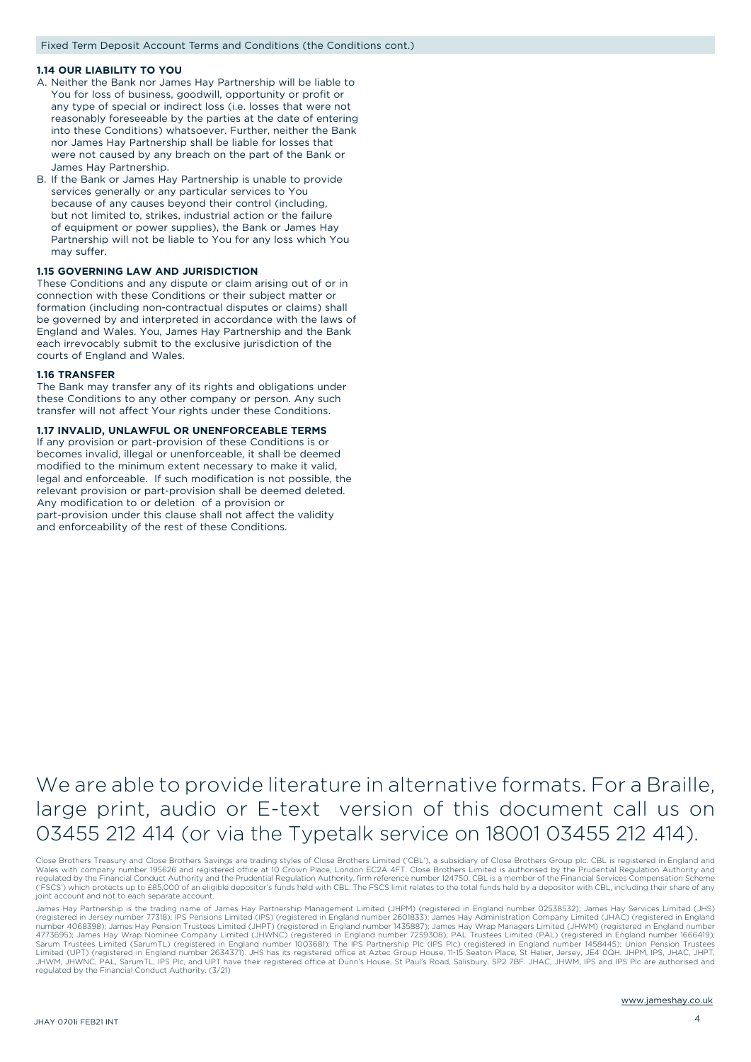### 1.14 OUR LIABILITY TO YOU

A. Neither the Bank nor James Hay Partnership will be liable to You for loss of business, goodwill, opportunity or profit or any type of special or indirect loss (i.e. losses that were not reasonably foreseeable by the parties at the date of entering into these Conditions) whatsoever. Further, neither the Bank nor James Hay Partnership shall be liable for losses that were not caused by any breach on the part of the Bank or James Hay Partnership.

B. If the Bank or James Hay Partnership is unable to provide services generally or any particular services to You because of any causes beyond their control (including, but not limited to, strikes, industrial action or the failure of equipment or power supplies), the Bank or James Hay Partnership will not be liable to You for any loss which You may suffer.

### 1.15 GOVERNING LAW AND JURISDICTION

These Conditions and any dispute or claim arising out of or in connection with these Conditions or their subject matter or formation (including non-contractual disputes or claims) shall be governed by and interpreted in accordance with the laws of England and Wales. You, James Hay Partnership and the Bank each irrevocably submit to the exclusive jurisdiction of the courts of England and Wales.

### 1.16 TRANSFER

The Bank may transfer any of its rights and obligations under these Conditions to any other company or person. Any such transfer will not affect Your rights under these Conditions.

### 1.17 INVALID, UNLAWFUL OR UNENFORCEABLE TERMS

If any provision or part-provision of these Conditions is or becomes invalid, illegal or unenforceable, it shall be deemed modified to the minimum extent necessary to make it valid, legal and enforceable. If such modification is not possible, the relevant provision or part-provision shall be deemed deleted. Any modification to or deletion of a provision or part-provision under this clause shall not affect the validity and enforceability of the rest of these Conditions.

We are able to provide literature in alternative formats. For a Braille, large print, audio or E-text version of this document call us on 03455 212 414 (or via the Typetalk service on 18001 03455 212 414).

Close Brothers Treasury and Close Brothers Savings are trading styles of Close Brothers Limited ('CBL'), a subsidiary of Close Brothers Group plc. CBL is registered in England and Wales with company number 195626 and registered office at 10 Crown Place, London EC2A 4FT. Close Brothers Limited is authorised by the Prudential Regulation Authority and regulated by the Financial Conduct Authority and the Prudential Regulation Authority, firm reference number 124750. CBL is a member of the Financial Services Compensation Scheme ('FSCS') which protects up to £85,000 of an eligible depositor's funds held with CBL. The FSCS limit relates to the total funds held by a depositor with CBL, including their share of any joint account and not to each separate account.

James Hay Partnership is the trading name of James Hay Partnership Management Limited (JHPM) (registered in England number 02538532); James Hay Services Limited (JHS) (registered in Jersey number 77318); IPS Pensions Limited (IPS) (registered in England number 2601833); James Hay Administration Company Limited (JHAC) (registered in England number 4068398); James Hay Pension Trustees Limited (JHPT) (registered in England number 1435887); James Hay Wrap Managers Limited (JHWM) (registered in England number 4773695); James Hay Wrap Nominee Company Limited (JHWNC) (registered in England number 7259308); PAL Trustees Limited (PAL) (registered in England number 1666419); Sarum Trustees Limited (SarumTL) (registered in England number 1003681); The IPS Partnership Plc (IPS Plc) (registered in England number 1458445); Union Pension Trustees Limited (UPT) (registered in England number 2634371). JHS has its registered office at Aztec Group House, 11-15 Seaton Place, St Helier, Jersey, JE4 0QH. JHPM, IPS, JHAC, JHPT, JHWM, JHWNC, PAL, SarumTL, IPS Plc, and UPT have their registered office at Dunn's House, St Paul's Road, Salisbury, SP2 7BF. JHAC, JHWM, IPS and IPS Plc are authorised and regulated by the Financial Conduct Authority. (3/21)

www.jameshay.co.uk

JHAY 0701i FEB21 INT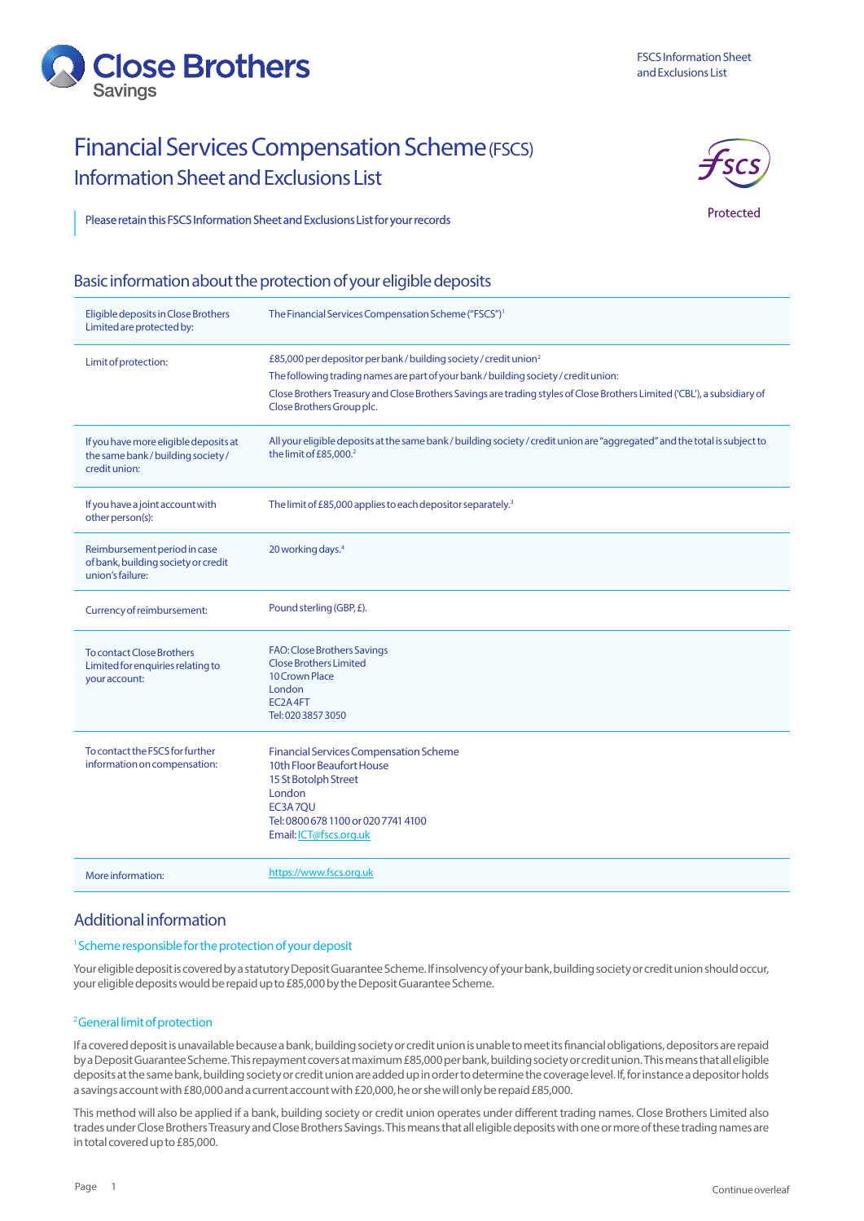# Financial Services Compensation Scheme (FSCS)

## Information Sheet and Exclusions List

Protected

Please retain this FSCS Information Sheet and Exclusions List for your records

## Basic information about the protection of your eligible deposits

| | |
|---|---|
| Eligible deposits in Close Brothers Limited are protected by: | The Financial Services Compensation Scheme ("FSCS")[1] |
| Limit of protection: | £85,000 per depositor per bank / building society / credit union[2]<br>The following trading names are part of your bank / building society / credit union:<br>Close Brothers Treasury and Close Brothers Savings are trading styles of Close Brothers Limited ('CBL'), a subsidiary of Close Brothers Group plc. |
| If you have more eligible deposits at the same bank / building society / credit union: | All your eligible deposits at the same bank / building society / credit union are "aggregated" and the total is subject to the limit of £85,000.[2] |
| If you have a joint account with other person(s): | The limit of £85,000 applies to each depositor separately.[3] |
| Reimbursement period in case of bank, building society or credit union's failure: | 20 working days.[4] |
| Currency of reimbursement: | Pound sterling (GBP, £). |
| To contact Close Brothers Limited for enquiries relating to your account: | FAO: Close Brothers Savings<br>Close Brothers Limited<br>10 Crown Place<br>London<br>EC2A 4FT<br>Tel: 020 3857 3050 |
| To contact the FSCS for further information on compensation: | Financial Services Compensation Scheme<br>10th Floor Beaufort House<br>15 St Botolph Street<br>London<br>EC3A 7QU<br>Tel: 0800 678 1100 or 020 7741 4100<br>Email: ICT@fscs.org.uk |
| More information: | https://www.fscs.org.uk |

## Additional information

### [1] Scheme responsible for the protection of your deposit

Your eligible deposit is covered by a statutory Deposit Guarantee Scheme. If insolvency of your bank, building society or credit union should occur, your eligible deposits would be repaid up to £85,000 by the Deposit Guarantee Scheme.

### [2] General limit of protection

If a covered deposit is unavailable because a bank, building society or credit union is unable to meet its financial obligations, depositors are repaid by a Deposit Guarantee Scheme. This repayment covers at maximum £85,000 per bank, building society or credit union. This means that all eligible deposits at the same bank, building society or credit union are added up in order to determine the coverage level. If, for instance a depositor holds a savings account with £80,000 and a current account with £20,000, he or she will only be repaid £85,000.

This method will also be applied if a bank, building society or credit union operates under different trading names. Close Brothers Limited also trades under Close Brothers Treasury and Close Brothers Savings. This means that all eligible deposits with one or more of these trading names are in total covered up to £85,000.

Continue overleaf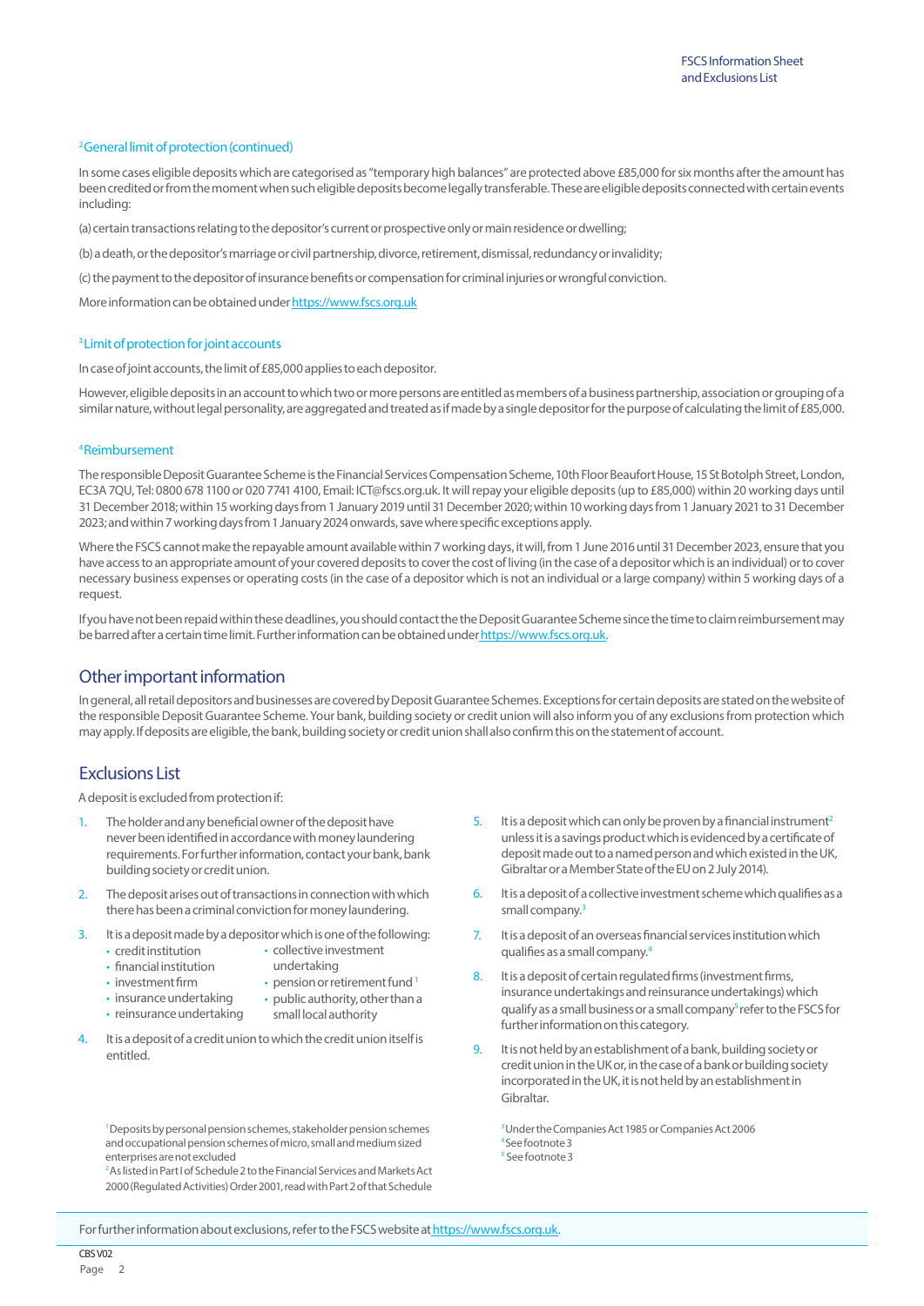### [2]General limit of protection (continued)

In some cases eligible deposits which are categorised as "temporary high balances" are protected above £85,000 for six months after the amount has been credited or from the moment when such eligible deposits become legally transferable. These are eligible deposits connected with certain events including:

(a) certain transactions relating to the depositor's current or prospective only or main residence or dwelling;

(b) a death, or the depositor's marriage or civil partnership, divorce, retirement, dismissal, redundancy or invalidity;

(c) the payment to the depositor of insurance benefits or compensation for criminal injuries or wrongful conviction.

More information can be obtained under https://www.fscs.org.uk

### [3]Limit of protection for joint accounts

In case of joint accounts, the limit of £85,000 applies to each depositor.

However, eligible deposits in an account to which two or more persons are entitled as members of a business partnership, association or grouping of a similar nature, without legal personality, are aggregated and treated as if made by a single depositor for the purpose of calculating the limit of £85,000.

### [4]Reimbursement

The responsible Deposit Guarantee Scheme is the Financial Services Compensation Scheme, 10th Floor Beaufort House, 15 St Botolph Street, London, EC3A 7QU, Tel: 0800 678 1100 or 020 7741 4100, Email: ICT@fscs.org.uk. It will repay your eligible deposits (up to £85,000) within 20 working days until 31 December 2018; within 15 working days from 1 January 2019 until 31 December 2020; within 10 working days from 1 January 2021 to 31 December 2023; and within 7 working days from 1 January 2024 onwards, save where specific exceptions apply.

Where the FSCS cannot make the repayable amount available within 7 working days, it will, from 1 June 2016 until 31 December 2023, ensure that you have access to an appropriate amount of your covered deposits to cover the cost of living (in the case of a depositor which is an individual) or to cover necessary business expenses or operating costs (in the case of a depositor which is not an individual or a large company) within 5 working days of a request.

If you have not been repaid within these deadlines, you should contact the the Deposit Guarantee Scheme since the time to claim reimbursement may be barred after a certain time limit. Further information can be obtained under https://www.fscs.org.uk.

## Other important information

In general, all retail depositors and businesses are covered by Deposit Guarantee Schemes. Exceptions for certain deposits are stated on the website of the responsible Deposit Guarantee Scheme. Your bank, building society or credit union will also inform you of any exclusions from protection which may apply. If deposits are eligible, the bank, building society or credit union shall also confirm this on the statement of account.

## Exclusions List

A deposit is excluded from protection if:

1. The holder and any beneficial owner of the deposit have never been identified in accordance with money laundering requirements. For further information, contact your bank, bank building society or credit union.
2. The deposit arises out of transactions in connection with which there has been a criminal conviction for money laundering.
3. It is a deposit made by a depositor which is one of the following:
   - credit institution
   - financial institution
   - investment firm
   - insurance undertaking
   - reinsurance undertaking
   - collective investment undertaking
   - pension or retirement fund [1]
   - public authority, other than a small local authority
4. It is a deposit of a credit union to which the credit union itself is entitled.
5. It is a deposit which can only be proven by a financial instrument[2] unless it is a savings product which is evidenced by a certificate of deposit made out to a named person and which existed in the UK, Gibraltar or a Member State of the EU on 2 July 2014).
6. It is a deposit of a collective investment scheme which qualifies as a small company.[3]
7. It is a deposit of an overseas financial services institution which qualifies as a small company.[4]
8. It is a deposit of certain regulated firms (investment firms, insurance undertakings and reinsurance undertakings) which qualify as a small business or a small company[5] refer to the FSCS for further information on this category.
9. It is not held by an establishment of a bank, building society or credit union in the UK or, in the case of a bank or building society incorporated in the UK, it is not held by an establishment in Gibraltar.

[1] Deposits by personal pension schemes, stakeholder pension schemes and occupational pension schemes of micro, small and medium sized enterprises are not excluded

[2] As listed in Part I of Schedule 2 to the Financial Services and Markets Act 2000 (Regulated Activities) Order 2001, read with Part 2 of that Schedule

[3] Under the Companies Act 1985 or Companies Act 2006

[4] See footnote 3

[5] See footnote 3

For further information about exclusions, refer to the FSCS website at https://www.fscs.org.uk.

CBS V02